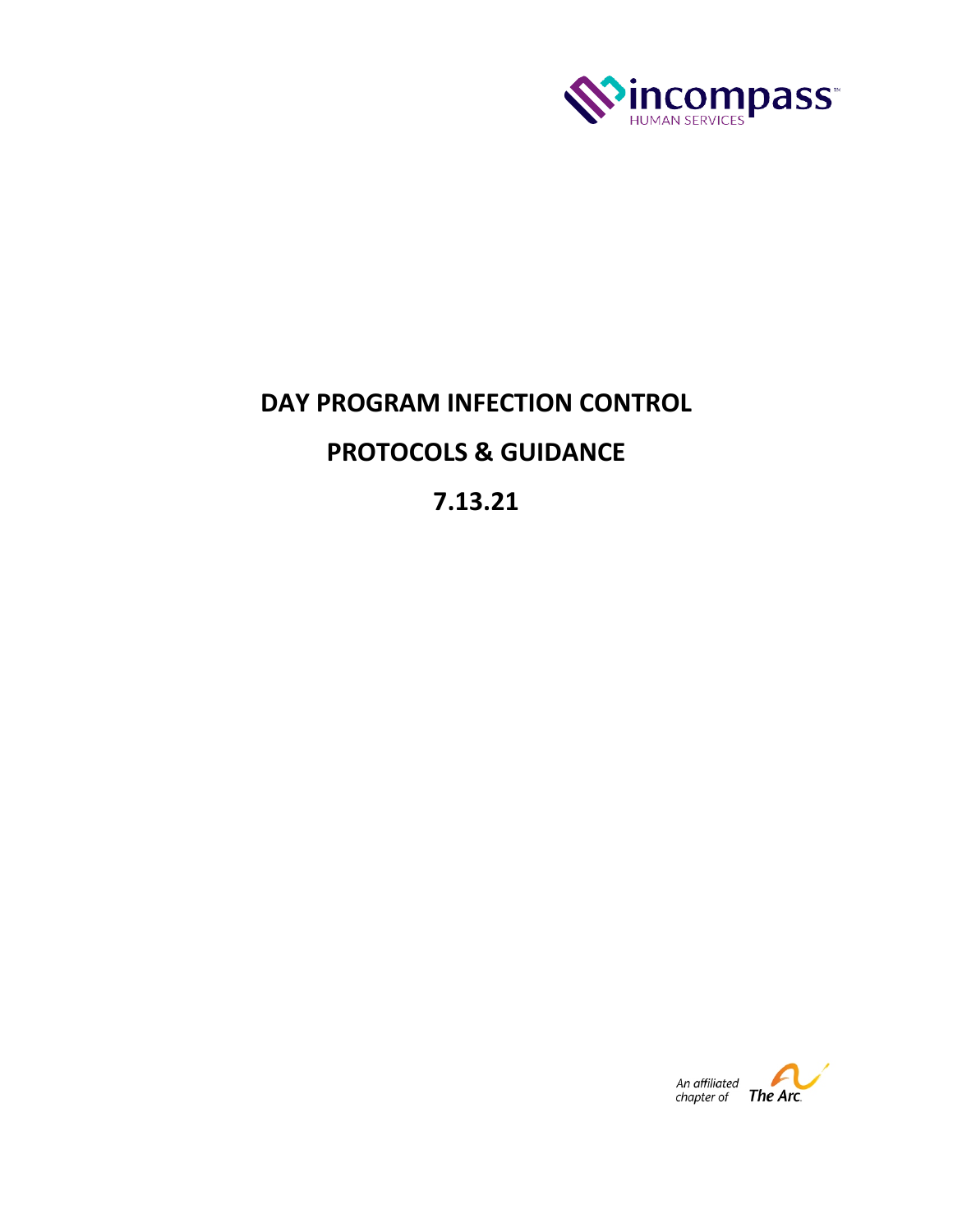incompass HUMAN SERVICES

# DAY PROGRAM INFECTION CONTROL

# PROTOCOLS & GUIDANCE

# 7.13.21

*An affiliated chapter of* The Arc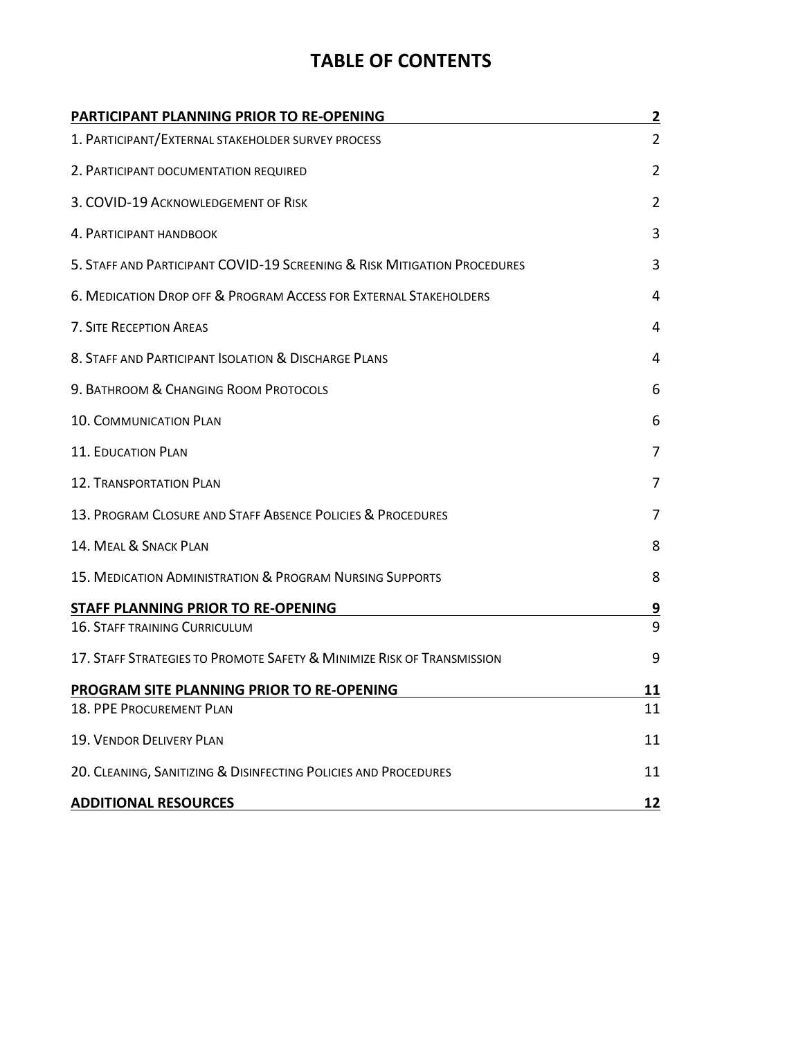# TABLE OF CONTENTS

| | |
|---|---|
| **PARTICIPANT PLANNING PRIOR TO RE-OPENING** | **2** |
| 1. PARTICIPANT/EXTERNAL STAKEHOLDER SURVEY PROCESS | 2 |
| 2. PARTICIPANT DOCUMENTATION REQUIRED | 2 |
| 3. COVID-19 ACKNOWLEDGEMENT OF RISK | 2 |
| 4. PARTICIPANT HANDBOOK | 3 |
| 5. STAFF AND PARTICIPANT COVID-19 SCREENING & RISK MITIGATION PROCEDURES | 3 |
| 6. MEDICATION DROP OFF & PROGRAM ACCESS FOR EXTERNAL STAKEHOLDERS | 4 |
| 7. SITE RECEPTION AREAS | 4 |
| 8. STAFF AND PARTICIPANT ISOLATION & DISCHARGE PLANS | 4 |
| 9. BATHROOM & CHANGING ROOM PROTOCOLS | 6 |
| 10. COMMUNICATION PLAN | 6 |
| 11. EDUCATION PLAN | 7 |
| 12. TRANSPORTATION PLAN | 7 |
| 13. PROGRAM CLOSURE AND STAFF ABSENCE POLICIES & PROCEDURES | 7 |
| 14. MEAL & SNACK PLAN | 8 |
| 15. MEDICATION ADMINISTRATION & PROGRAM NURSING SUPPORTS | 8 |
| **STAFF PLANNING PRIOR TO RE-OPENING** | **9** |
| 16. STAFF TRAINING CURRICULUM | 9 |
| 17. STAFF STRATEGIES TO PROMOTE SAFETY & MINIMIZE RISK OF TRANSMISSION | 9 |
| **PROGRAM SITE PLANNING PRIOR TO RE-OPENING** | **11** |
| 18. PPE PROCUREMENT PLAN | 11 |
| 19. VENDOR DELIVERY PLAN | 11 |
| 20. CLEANING, SANITIZING & DISINFECTING POLICIES AND PROCEDURES | 11 |
| **ADDITIONAL RESOURCES** | **12** |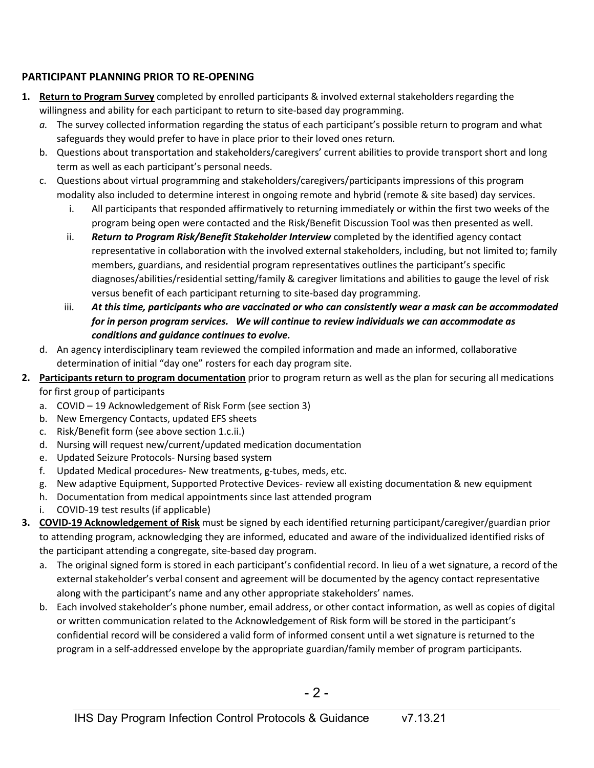## PARTICIPANT PLANNING PRIOR TO RE-OPENING

1. **Return to Program Survey** completed by enrolled participants & involved external stakeholders regarding the willingness and ability for each participant to return to site-based day programming.
   *a.* The survey collected information regarding the status of each participant's possible return to program and what safeguards they would prefer to have in place prior to their loved ones return.
   b. Questions about transportation and stakeholders/caregivers' current abilities to provide transport short and long term as well as each participant's personal needs.
   c. Questions about virtual programming and stakeholders/caregivers/participants impressions of this program modality also included to determine interest in ongoing remote and hybrid (remote & site based) day services.
      i. All participants that responded affirmatively to returning immediately or within the first two weeks of the program being open were contacted and the Risk/Benefit Discussion Tool was then presented as well.
      ii. ***Return to Program Risk/Benefit Stakeholder Interview*** completed by the identified agency contact representative in collaboration with the involved external stakeholders, including, but not limited to; family members, guardians, and residential program representatives outlines the participant's specific diagnoses/abilities/residential setting/family & caregiver limitations and abilities to gauge the level of risk versus benefit of each participant returning to site-based day programming.
      iii. ***At this time, participants who are vaccinated or who can consistently wear a mask can be accommodated for in person program services. We will continue to review individuals we can accommodate as conditions and guidance continues to evolve.***
   d. An agency interdisciplinary team reviewed the compiled information and made an informed, collaborative determination of initial "day one" rosters for each day program site.
2. **Participants return to program documentation** prior to program return as well as the plan for securing all medications for first group of participants
   a. COVID – 19 Acknowledgement of Risk Form (see section 3)
   b. New Emergency Contacts, updated EFS sheets
   c. Risk/Benefit form (see above section 1.c.ii.)
   d. Nursing will request new/current/updated medication documentation
   e. Updated Seizure Protocols- Nursing based system
   f. Updated Medical procedures- New treatments, g-tubes, meds, etc.
   g. New adaptive Equipment, Supported Protective Devices- review all existing documentation & new equipment
   h. Documentation from medical appointments since last attended program
   i. COVID-19 test results (if applicable)
3. **COVID-19 Acknowledgement of Risk** must be signed by each identified returning participant/caregiver/guardian prior to attending program, acknowledging they are informed, educated and aware of the individualized identified risks of the participant attending a congregate, site-based day program.
   a. The original signed form is stored in each participant's confidential record. In lieu of a wet signature, a record of the external stakeholder's verbal consent and agreement will be documented by the agency contact representative along with the participant's name and any other appropriate stakeholders' names.
   b. Each involved stakeholder's phone number, email address, or other contact information, as well as copies of digital or written communication related to the Acknowledgement of Risk form will be stored in the participant's confidential record will be considered a valid form of informed consent until a wet signature is returned to the program in a self-addressed envelope by the appropriate guardian/family member of program participants.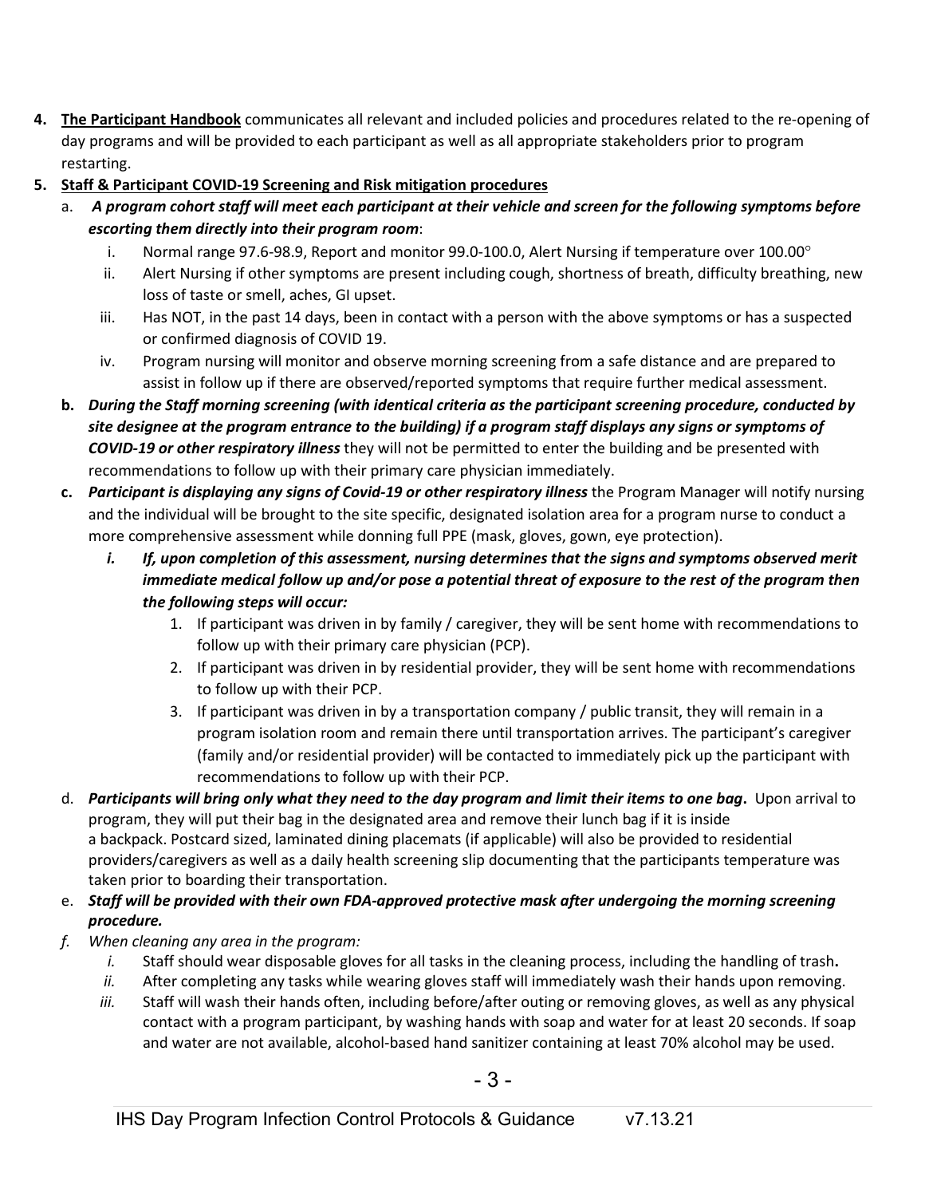4. **<u>The Participant Handbook</u>** communicates all relevant and included policies and procedures related to the re-opening of day programs and will be provided to each participant as well as all appropriate stakeholders prior to program restarting.
5. **<u>Staff & Participant COVID-19 Screening and Risk mitigation procedures</u>**
   a. ***A program cohort staff will meet each participant at their vehicle and screen for the following symptoms before escorting them directly into their program room***:
      i. Normal range 97.6-98.9, Report and monitor 99.0-100.0, Alert Nursing if temperature over 100.00°
      ii. Alert Nursing if other symptoms are present including cough, shortness of breath, difficulty breathing, new loss of taste or smell, aches, GI upset.
      iii. Has NOT, in the past 14 days, been in contact with a person with the above symptoms or has a suspected or confirmed diagnosis of COVID 19.
      iv. Program nursing will monitor and observe morning screening from a safe distance and are prepared to assist in follow up if there are observed/reported symptoms that require further medical assessment.

   **b.** ***During the Staff morning screening (with identical criteria as the participant screening procedure, conducted by site designee at the program entrance to the building) if a program staff displays any signs or symptoms of COVID-19 or other respiratory illness*** they will not be permitted to enter the building and be presented with recommendations to follow up with their primary care physician immediately.

   **c.** ***Participant is displaying any signs of Covid-19 or other respiratory illness*** the Program Manager will notify nursing and the individual will be brought to the site specific, designated isolation area for a program nurse to conduct a more comprehensive assessment while donning full PPE (mask, gloves, gown, eye protection).
      ***i. If, upon completion of this assessment, nursing determines that the signs and symptoms observed merit immediate medical follow up and/or pose a potential threat of exposure to the rest of the program then the following steps will occur:***
         1. If participant was driven in by family / caregiver, they will be sent home with recommendations to follow up with their primary care physician (PCP).
         2. If participant was driven in by residential provider, they will be sent home with recommendations to follow up with their PCP.
         3. If participant was driven in by a transportation company / public transit, they will remain in a program isolation room and remain there until transportation arrives. The participant's caregiver (family and/or residential provider) will be contacted to immediately pick up the participant with recommendations to follow up with their PCP.

   d. ***Participants will bring only what they need to the day program and limit their items to one bag*.** Upon arrival to program, they will put their bag in the designated area and remove their lunch bag if it is inside a backpack. Postcard sized, laminated dining placemats (if applicable) will also be provided to residential providers/caregivers as well as a daily health screening slip documenting that the participants temperature was taken prior to boarding their transportation.

   e. ***Staff will be provided with their own FDA-approved protective mask after undergoing the morning screening procedure.***

   *f. When cleaning any area in the program:*
      *i.* Staff should wear disposable gloves for all tasks in the cleaning process, including the handling of trash**.**
      *ii.* After completing any tasks while wearing gloves staff will immediately wash their hands upon removing.
      *iii.* Staff will wash their hands often, including before/after outing or removing gloves, as well as any physical contact with a program participant, by washing hands with soap and water for at least 20 seconds. If soap and water are not available, alcohol-based hand sanitizer containing at least 70% alcohol may be used.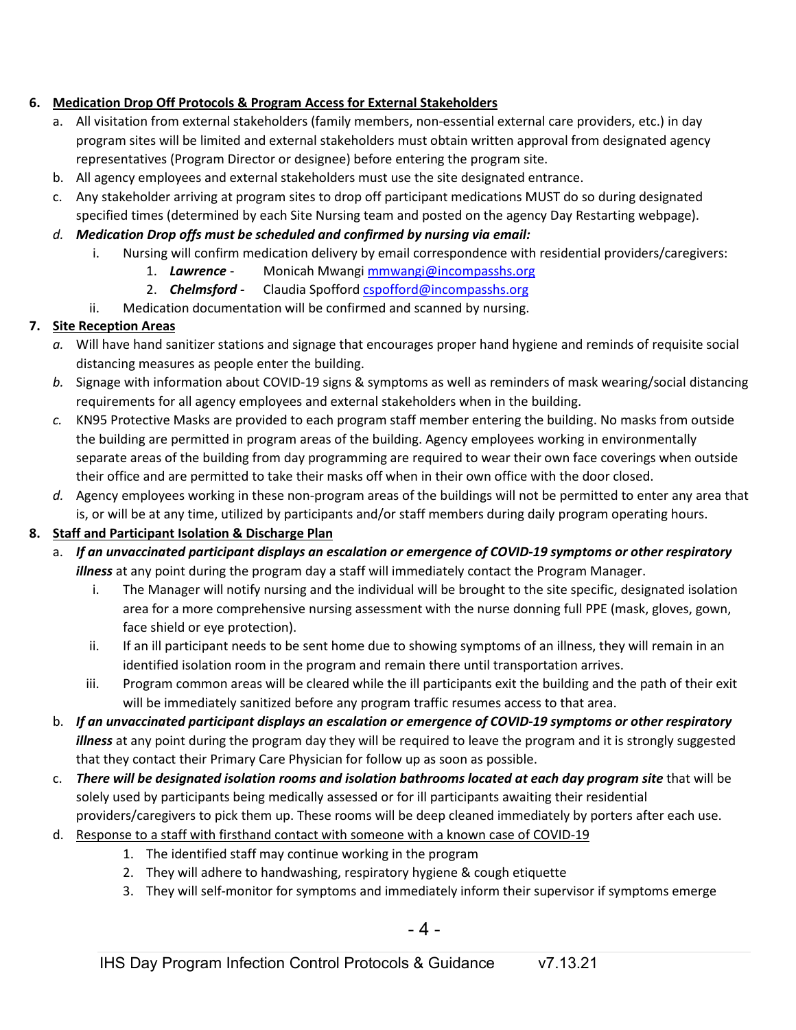6. **Medication Drop Off Protocols & Program Access for External Stakeholders**
   a. All visitation from external stakeholders (family members, non-essential external care providers, etc.) in day program sites will be limited and external stakeholders must obtain written approval from designated agency representatives (Program Director or designee) before entering the program site.
   b. All agency employees and external stakeholders must use the site designated entrance.
   c. Any stakeholder arriving at program sites to drop off participant medications MUST do so during designated specified times (determined by each Site Nursing team and posted on the agency Day Restarting webpage).
   d. ***Medication Drop offs must be scheduled and confirmed by nursing via email:***
      i. Nursing will confirm medication delivery by email correspondence with residential providers/caregivers:
         1. ***Lawrence*** - Monicah Mwangi mmwangi@incompasshs.org
         2. ***Chelmsford -*** Claudia Spofford cspofford@incompasshs.org
      ii. Medication documentation will be confirmed and scanned by nursing.

7. **Site Reception Areas**
   *a.* Will have hand sanitizer stations and signage that encourages proper hand hygiene and reminds of requisite social distancing measures as people enter the building.
   *b.* Signage with information about COVID-19 signs & symptoms as well as reminders of mask wearing/social distancing requirements for all agency employees and external stakeholders when in the building.
   *c.* KN95 Protective Masks are provided to each program staff member entering the building. No masks from outside the building are permitted in program areas of the building. Agency employees working in environmentally separate areas of the building from day programming are required to wear their own face coverings when outside their office and are permitted to take their masks off when in their own office with the door closed.
   *d.* Agency employees working in these non-program areas of the buildings will not be permitted to enter any area that is, or will be at any time, utilized by participants and/or staff members during daily program operating hours.

8. **Staff and Participant Isolation & Discharge Plan**
   a. ***If an unvaccinated participant displays an escalation or emergence of COVID-19 symptoms or other respiratory illness*** at any point during the program day a staff will immediately contact the Program Manager.
      i. The Manager will notify nursing and the individual will be brought to the site specific, designated isolation area for a more comprehensive nursing assessment with the nurse donning full PPE (mask, gloves, gown, face shield or eye protection).
      ii. If an ill participant needs to be sent home due to showing symptoms of an illness, they will remain in an identified isolation room in the program and remain there until transportation arrives.
      iii. Program common areas will be cleared while the ill participants exit the building and the path of their exit will be immediately sanitized before any program traffic resumes access to that area.
   b. ***If an unvaccinated participant displays an escalation or emergence of COVID-19 symptoms or other respiratory illness*** at any point during the program day they will be required to leave the program and it is strongly suggested that they contact their Primary Care Physician for follow up as soon as possible.
   c. ***There will be designated isolation rooms and isolation bathrooms located at each day program site*** that will be solely used by participants being medically assessed or for ill participants awaiting their residential providers/caregivers to pick them up. These rooms will be deep cleaned immediately by porters after each use.
   d. Response to a staff with firsthand contact with someone with a known case of COVID-19
      1. The identified staff may continue working in the program
      2. They will adhere to handwashing, respiratory hygiene & cough etiquette
      3. They will self-monitor for symptoms and immediately inform their supervisor if symptoms emerge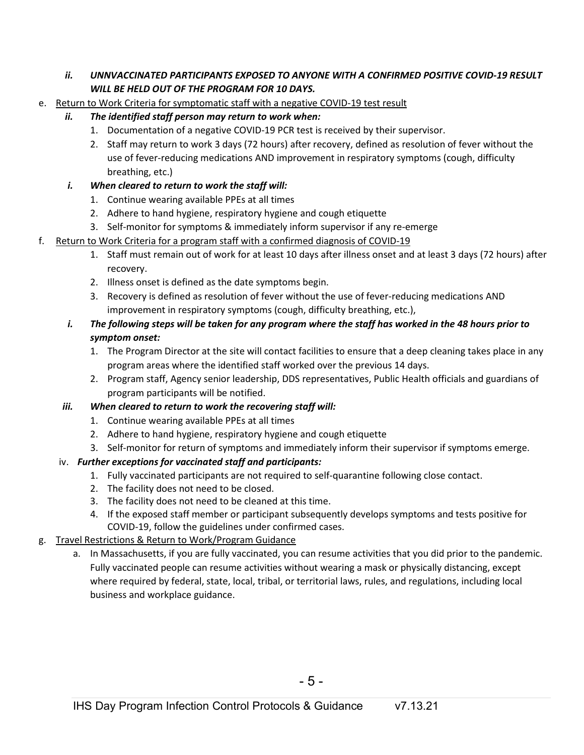*ii.* ***UNNVACCINATED PARTICIPANTS EXPOSED TO ANYONE WITH A CONFIRMED POSITIVE COVID-19 RESULT WILL BE HELD OUT OF THE PROGRAM FOR 10 DAYS.***

e. Return to Work Criteria for symptomatic staff with a negative COVID-19 test result

*ii.* ***The identified staff person may return to work when:***

1. Documentation of a negative COVID-19 PCR test is received by their supervisor.
2. Staff may return to work 3 days (72 hours) after recovery, defined as resolution of fever without the use of fever-reducing medications AND improvement in respiratory symptoms (cough, difficulty breathing, etc.)

*i.* ***When cleared to return to work the staff will:***

1. Continue wearing available PPEs at all times
2. Adhere to hand hygiene, respiratory hygiene and cough etiquette
3. Self-monitor for symptoms & immediately inform supervisor if any re-emerge

f. Return to Work Criteria for a program staff with a confirmed diagnosis of COVID-19

1. Staff must remain out of work for at least 10 days after illness onset and at least 3 days (72 hours) after recovery.
2. Illness onset is defined as the date symptoms begin.
3. Recovery is defined as resolution of fever without the use of fever-reducing medications AND improvement in respiratory symptoms (cough, difficulty breathing, etc.),

*i.* ***The following steps will be taken for any program where the staff has worked in the 48 hours prior to symptom onset:***

1. The Program Director at the site will contact facilities to ensure that a deep cleaning takes place in any program areas where the identified staff worked over the previous 14 days.
2. Program staff, Agency senior leadership, DDS representatives, Public Health officials and guardians of program participants will be notified.

*iii.* ***When cleared to return to work the recovering staff will:***

1. Continue wearing available PPEs at all times
2. Adhere to hand hygiene, respiratory hygiene and cough etiquette
3. Self-monitor for return of symptoms and immediately inform their supervisor if symptoms emerge.

iv. ***Further exceptions for vaccinated staff and participants:***

1. Fully vaccinated participants are not required to self-quarantine following close contact.
2. The facility does not need to be closed.
3. The facility does not need to be cleaned at this time.
4. If the exposed staff member or participant subsequently develops symptoms and tests positive for COVID-19, follow the guidelines under confirmed cases.

g. Travel Restrictions & Return to Work/Program Guidance

a. In Massachusetts, if you are fully vaccinated, you can resume activities that you did prior to the pandemic. Fully vaccinated people can resume activities without wearing a mask or physically distancing, except where required by federal, state, local, tribal, or territorial laws, rules, and regulations, including local business and workplace guidance.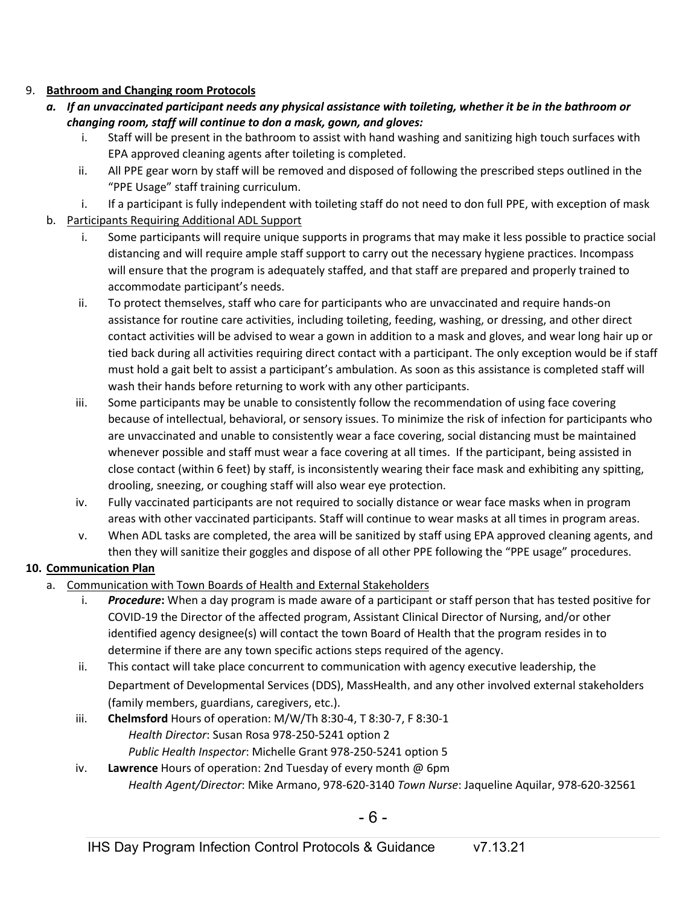9. **Bathroom and Changing room Protocols**
   a. ***If an unvaccinated participant needs any physical assistance with toileting, whether it be in the bathroom or changing room, staff will continue to don a mask, gown, and gloves:***
      i. Staff will be present in the bathroom to assist with hand washing and sanitizing high touch surfaces with EPA approved cleaning agents after toileting is completed.
      ii. All PPE gear worn by staff will be removed and disposed of following the prescribed steps outlined in the "PPE Usage" staff training curriculum.
      i. If a participant is fully independent with toileting staff do not need to don full PPE, with exception of mask
   b. Participants Requiring Additional ADL Support
      i. Some participants will require unique supports in programs that may make it less possible to practice social distancing and will require ample staff support to carry out the necessary hygiene practices. Incompass will ensure that the program is adequately staffed, and that staff are prepared and properly trained to accommodate participant's needs.
      ii. To protect themselves, staff who care for participants who are unvaccinated and require hands-on assistance for routine care activities, including toileting, feeding, washing, or dressing, and other direct contact activities will be advised to wear a gown in addition to a mask and gloves, and wear long hair up or tied back during all activities requiring direct contact with a participant. The only exception would be if staff must hold a gait belt to assist a participant's ambulation. As soon as this assistance is completed staff will wash their hands before returning to work with any other participants.
      iii. Some participants may be unable to consistently follow the recommendation of using face covering because of intellectual, behavioral, or sensory issues. To minimize the risk of infection for participants who are unvaccinated and unable to consistently wear a face covering, social distancing must be maintained whenever possible and staff must wear a face covering at all times. If the participant, being assisted in close contact (within 6 feet) by staff, is inconsistently wearing their face mask and exhibiting any spitting, drooling, sneezing, or coughing staff will also wear eye protection.
      iv. Fully vaccinated participants are not required to socially distance or wear face masks when in program areas with other vaccinated participants. Staff will continue to wear masks at all times in program areas.
      v. When ADL tasks are completed, the area will be sanitized by staff using EPA approved cleaning agents, and then they will sanitize their goggles and dispose of all other PPE following the "PPE usage" procedures.

10. **Communication Plan**
    a. Communication with Town Boards of Health and External Stakeholders
       i. ***Procedure*:** When a day program is made aware of a participant or staff person that has tested positive for COVID-19 the Director of the affected program, Assistant Clinical Director of Nursing, and/or other identified agency designee(s) will contact the town Board of Health that the program resides in to determine if there are any town specific actions steps required of the agency.
       ii. This contact will take place concurrent to communication with agency executive leadership, the Department of Developmental Services (DDS), MassHealth, and any other involved external stakeholders (family members, guardians, caregivers, etc.).
       iii. **Chelmsford** Hours of operation: M/W/Th 8:30-4, T 8:30-7, F 8:30-1
          *Health Director*: Susan Rosa 978-250-5241 option 2
          *Public Health Inspector*: Michelle Grant 978-250-5241 option 5
       iv. **Lawrence** Hours of operation: 2nd Tuesday of every month @ 6pm
          *Health Agent/Director*: Mike Armano, 978-620-3140 *Town Nurse*: Jaqueline Aquilar, 978-620-32561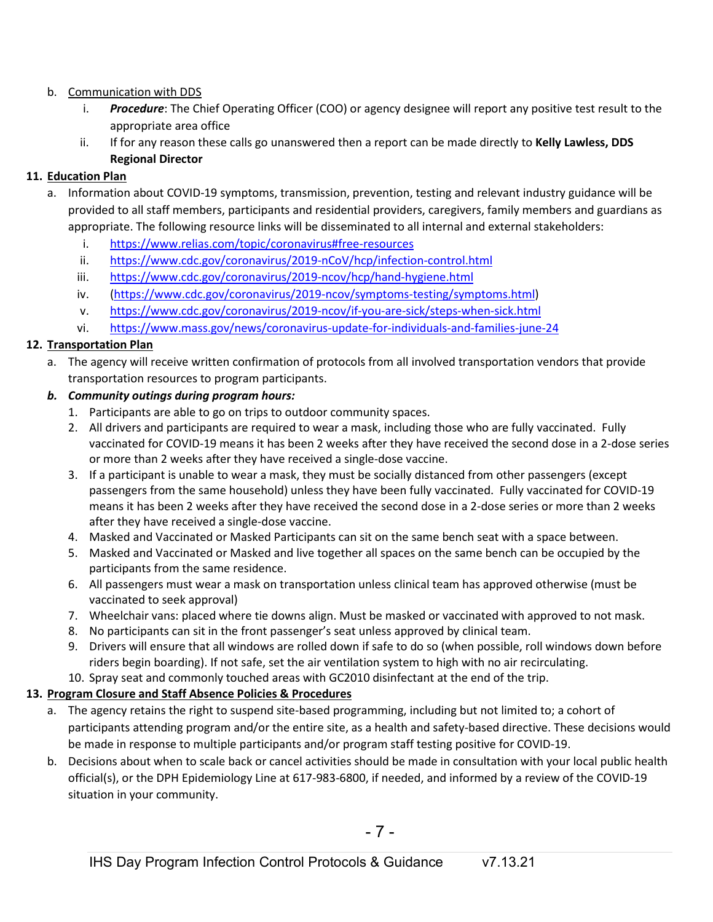b. <u>Communication with DDS</u>

   i. ***Procedure***: The Chief Operating Officer (COO) or agency designee will report any positive test result to the appropriate area office

   ii. If for any reason these calls go unanswered then a report can be made directly to **Kelly Lawless, DDS Regional Director**

**11. <u>Education Plan</u>**

a. Information about COVID-19 symptoms, transmission, prevention, testing and relevant industry guidance will be provided to all staff members, participants and residential providers, caregivers, family members and guardians as appropriate. The following resource links will be disseminated to all internal and external stakeholders:

   i. https://www.relias.com/topic/coronavirus#free-resources
   ii. https://www.cdc.gov/coronavirus/2019-nCoV/hcp/infection-control.html
   iii. https://www.cdc.gov/coronavirus/2019-ncov/hcp/hand-hygiene.html
   iv. (https://www.cdc.gov/coronavirus/2019-ncov/symptoms-testing/symptoms.html)
   v. https://www.cdc.gov/coronavirus/2019-ncov/if-you-are-sick/steps-when-sick.html
   vi. https://www.mass.gov/news/coronavirus-update-for-individuals-and-families-june-24

**12. <u>Transportation Plan</u>**

a. The agency will receive written confirmation of protocols from all involved transportation vendors that provide transportation resources to program participants.

***b. Community outings during program hours:***

1. Participants are able to go on trips to outdoor community spaces.
2. All drivers and participants are required to wear a mask, including those who are fully vaccinated. Fully vaccinated for COVID-19 means it has been 2 weeks after they have received the second dose in a 2-dose series or more than 2 weeks after they have received a single-dose vaccine.
3. If a participant is unable to wear a mask, they must be socially distanced from other passengers (except passengers from the same household) unless they have been fully vaccinated. Fully vaccinated for COVID-19 means it has been 2 weeks after they have received the second dose in a 2-dose series or more than 2 weeks after they have received a single-dose vaccine.
4. Masked and Vaccinated or Masked Participants can sit on the same bench seat with a space between.
5. Masked and Vaccinated or Masked and live together all spaces on the same bench can be occupied by the participants from the same residence.
6. All passengers must wear a mask on transportation unless clinical team has approved otherwise (must be vaccinated to seek approval)
7. Wheelchair vans: placed where tie downs align. Must be masked or vaccinated with approved to not mask.
8. No participants can sit in the front passenger's seat unless approved by clinical team.
9. Drivers will ensure that all windows are rolled down if safe to do so (when possible, roll windows down before riders begin boarding). If not safe, set the air ventilation system to high with no air recirculating.
10. Spray seat and commonly touched areas with GC2010 disinfectant at the end of the trip.

**13. <u>Program Closure and Staff Absence Policies & Procedures</u>**

a. The agency retains the right to suspend site-based programming, including but not limited to; a cohort of participants attending program and/or the entire site, as a health and safety-based directive. These decisions would be made in response to multiple participants and/or program staff testing positive for COVID-19.

b. Decisions about when to scale back or cancel activities should be made in consultation with your local public health official(s), or the DPH Epidemiology Line at 617-983-6800, if needed, and informed by a review of the COVID-19 situation in your community.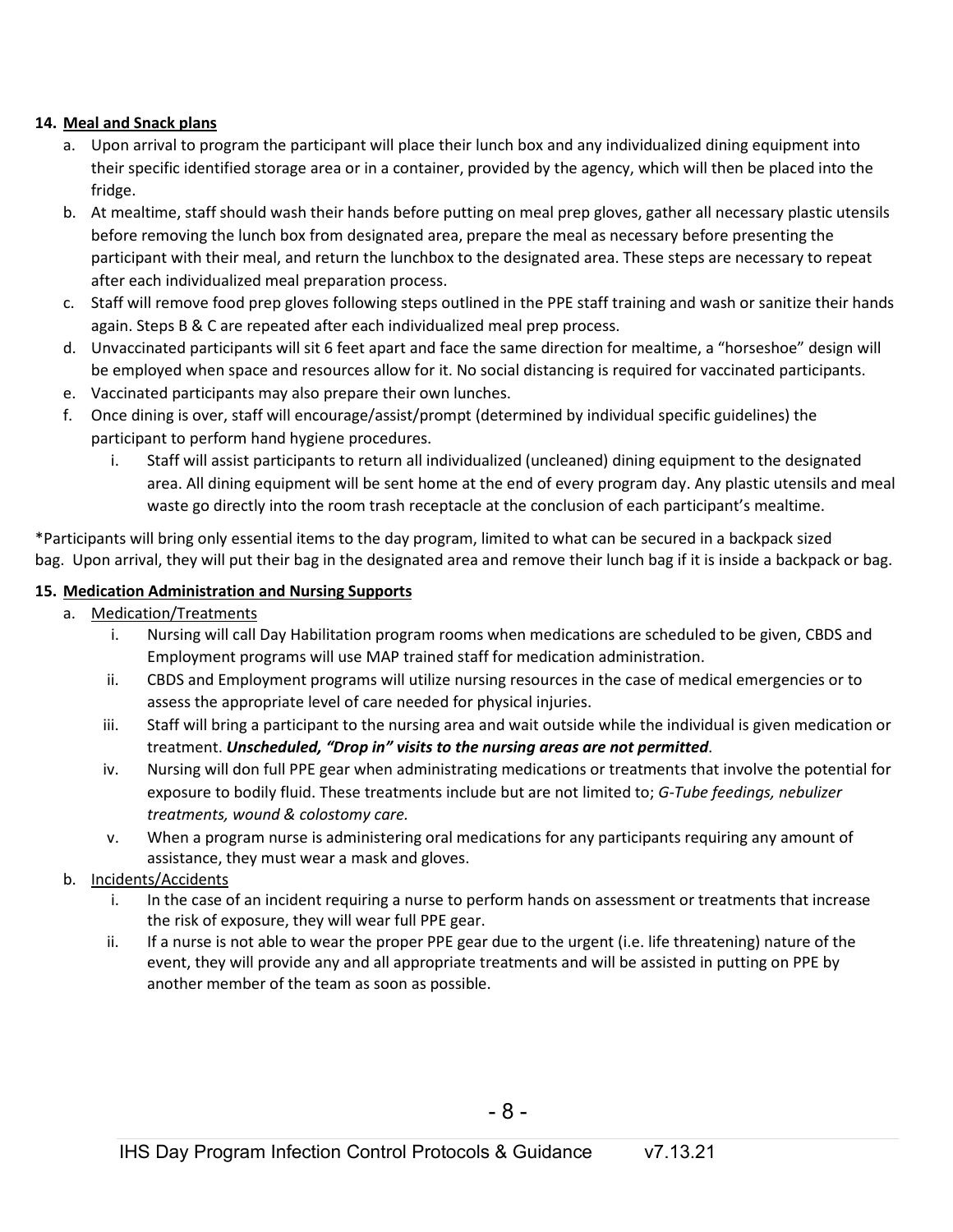**14. Meal and Snack plans**

a. Upon arrival to program the participant will place their lunch box and any individualized dining equipment into their specific identified storage area or in a container, provided by the agency, which will then be placed into the fridge.
b. At mealtime, staff should wash their hands before putting on meal prep gloves, gather all necessary plastic utensils before removing the lunch box from designated area, prepare the meal as necessary before presenting the participant with their meal, and return the lunchbox to the designated area. These steps are necessary to repeat after each individualized meal preparation process.
c. Staff will remove food prep gloves following steps outlined in the PPE staff training and wash or sanitize their hands again. Steps B & C are repeated after each individualized meal prep process.
d. Unvaccinated participants will sit 6 feet apart and face the same direction for mealtime, a "horseshoe" design will be employed when space and resources allow for it. No social distancing is required for vaccinated participants.
e. Vaccinated participants may also prepare their own lunches.
f. Once dining is over, staff will encourage/assist/prompt (determined by individual specific guidelines) the participant to perform hand hygiene procedures.
   i. Staff will assist participants to return all individualized (uncleaned) dining equipment to the designated area. All dining equipment will be sent home at the end of every program day. Any plastic utensils and meal waste go directly into the room trash receptacle at the conclusion of each participant's mealtime.

*Participants will bring only essential items to the day program, limited to what can be secured in a backpack sized bag. Upon arrival, they will put their bag in the designated area and remove their lunch bag if it is inside a backpack or bag.

**15. Medication Administration and Nursing Supports**

a. Medication/Treatments
   i. Nursing will call Day Habilitation program rooms when medications are scheduled to be given, CBDS and Employment programs will use MAP trained staff for medication administration.
   ii. CBDS and Employment programs will utilize nursing resources in the case of medical emergencies or to assess the appropriate level of care needed for physical injuries.
   iii. Staff will bring a participant to the nursing area and wait outside while the individual is given medication or treatment. ***Unscheduled, "Drop in" visits to the nursing areas are not permitted***.
   iv. Nursing will don full PPE gear when administrating medications or treatments that involve the potential for exposure to bodily fluid. These treatments include but are not limited to; *G-Tube feedings, nebulizer treatments, wound & colostomy care.*
   v. When a program nurse is administering oral medications for any participants requiring any amount of assistance, they must wear a mask and gloves.

b. Incidents/Accidents
   i. In the case of an incident requiring a nurse to perform hands on assessment or treatments that increase the risk of exposure, they will wear full PPE gear.
   ii. If a nurse is not able to wear the proper PPE gear due to the urgent (i.e. life threatening) nature of the event, they will provide any and all appropriate treatments and will be assisted in putting on PPE by another member of the team as soon as possible.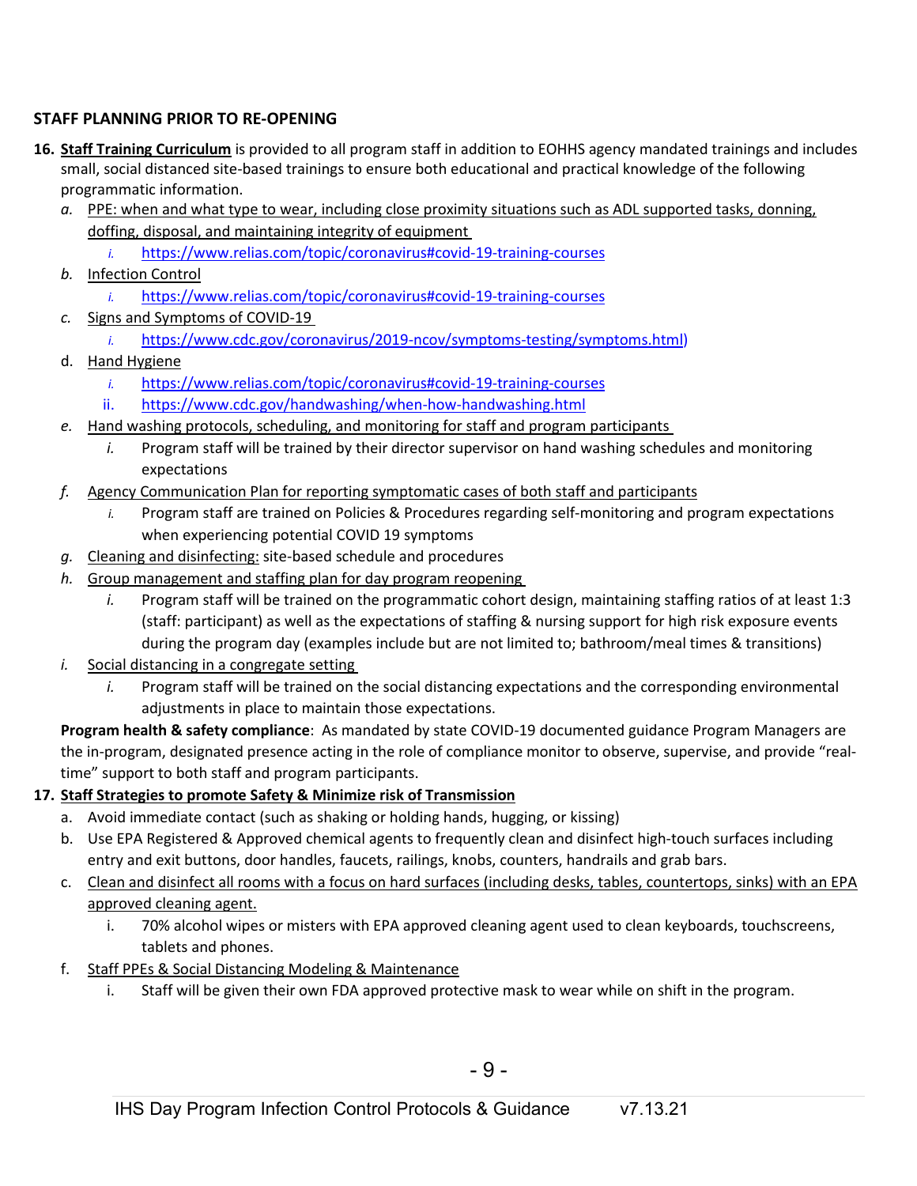**STAFF PLANNING PRIOR TO RE-OPENING**

16. **Staff Training Curriculum** is provided to all program staff in addition to EOHHS agency mandated trainings and includes small, social distanced site-based trainings to ensure both educational and practical knowledge of the following programmatic information.
    a. PPE: when and what type to wear, including close proximity situations such as ADL supported tasks, donning, doffing, disposal, and maintaining integrity of equipment
        i. https://www.relias.com/topic/coronavirus#covid-19-training-courses
    b. Infection Control
        i. https://www.relias.com/topic/coronavirus#covid-19-training-courses
    c. Signs and Symptoms of COVID-19
        i. https://www.cdc.gov/coronavirus/2019-ncov/symptoms-testing/symptoms.html)
    d. Hand Hygiene
        i. https://www.relias.com/topic/coronavirus#covid-19-training-courses
        ii. https://www.cdc.gov/handwashing/when-how-handwashing.html
    e. Hand washing protocols, scheduling, and monitoring for staff and program participants
        i. Program staff will be trained by their director supervisor on hand washing schedules and monitoring expectations
    f. Agency Communication Plan for reporting symptomatic cases of both staff and participants
        i. Program staff are trained on Policies & Procedures regarding self-monitoring and program expectations when experiencing potential COVID 19 symptoms
    g. Cleaning and disinfecting: site-based schedule and procedures
    h. Group management and staffing plan for day program reopening
        i. Program staff will be trained on the programmatic cohort design, maintaining staffing ratios of at least 1:3 (staff: participant) as well as the expectations of staffing & nursing support for high risk exposure events during the program day (examples include but are not limited to; bathroom/meal times & transitions)
    i. Social distancing in a congregate setting
        i. Program staff will be trained on the social distancing expectations and the corresponding environmental adjustments in place to maintain those expectations.

    **Program health & safety compliance**: As mandated by state COVID-19 documented guidance Program Managers are the in-program, designated presence acting in the role of compliance monitor to observe, supervise, and provide "real-time" support to both staff and program participants.

17. **Staff Strategies to promote Safety & Minimize risk of Transmission**
    a. Avoid immediate contact (such as shaking or holding hands, hugging, or kissing)
    b. Use EPA Registered & Approved chemical agents to frequently clean and disinfect high-touch surfaces including entry and exit buttons, door handles, faucets, railings, knobs, counters, handrails and grab bars.
    c. Clean and disinfect all rooms with a focus on hard surfaces (including desks, tables, countertops, sinks) with an EPA approved cleaning agent.
        i. 70% alcohol wipes or misters with EPA approved cleaning agent used to clean keyboards, touchscreens, tablets and phones.
    f. Staff PPEs & Social Distancing Modeling & Maintenance
        i. Staff will be given their own FDA approved protective mask to wear while on shift in the program.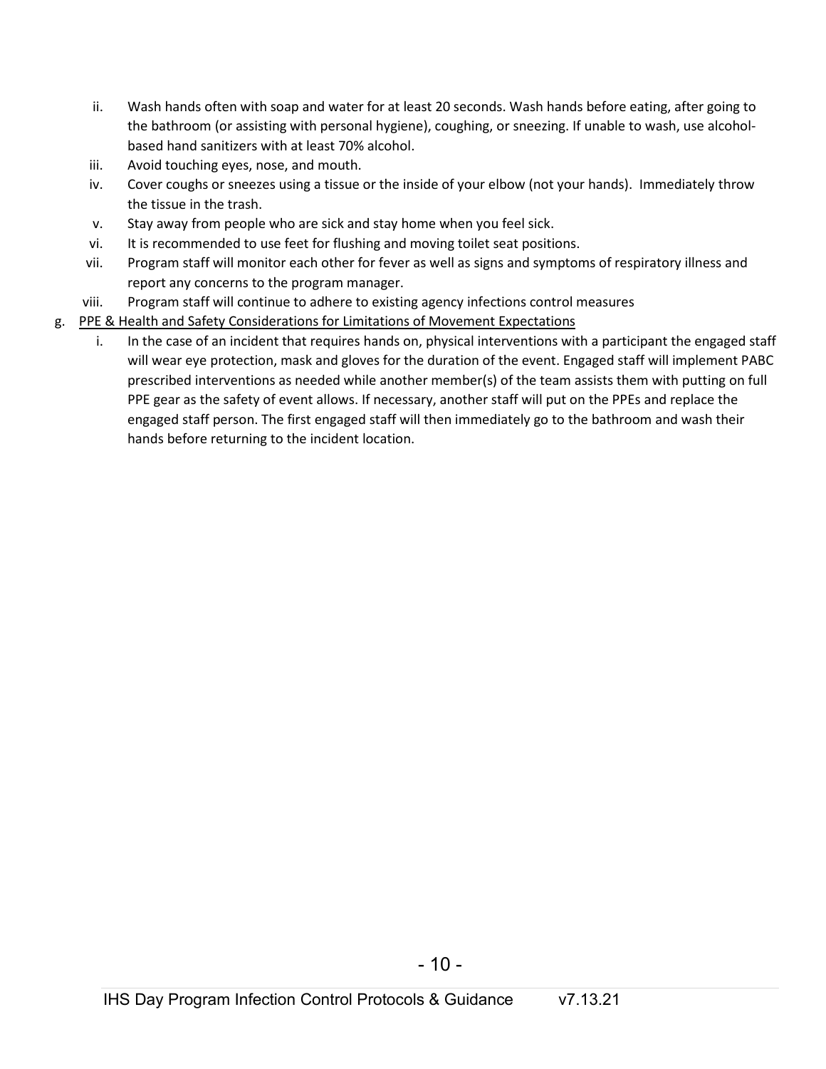ii. Wash hands often with soap and water for at least 20 seconds. Wash hands before eating, after going to the bathroom (or assisting with personal hygiene), coughing, or sneezing. If unable to wash, use alcohol-based hand sanitizers with at least 70% alcohol.
   iii. Avoid touching eyes, nose, and mouth.
   iv. Cover coughs or sneezes using a tissue or the inside of your elbow (not your hands). Immediately throw the tissue in the trash.
   v. Stay away from people who are sick and stay home when you feel sick.
   vi. It is recommended to use feet for flushing and moving toilet seat positions.
   vii. Program staff will monitor each other for fever as well as signs and symptoms of respiratory illness and report any concerns to the program manager.
   viii. Program staff will continue to adhere to existing agency infections control measures

g. <u>PPE & Health and Safety Considerations for Limitations of Movement Expectations</u>
   i. In the case of an incident that requires hands on, physical interventions with a participant the engaged staff will wear eye protection, mask and gloves for the duration of the event. Engaged staff will implement PABC prescribed interventions as needed while another member(s) of the team assists them with putting on full PPE gear as the safety of event allows. If necessary, another staff will put on the PPEs and replace the engaged staff person. The first engaged staff will then immediately go to the bathroom and wash their hands before returning to the incident location.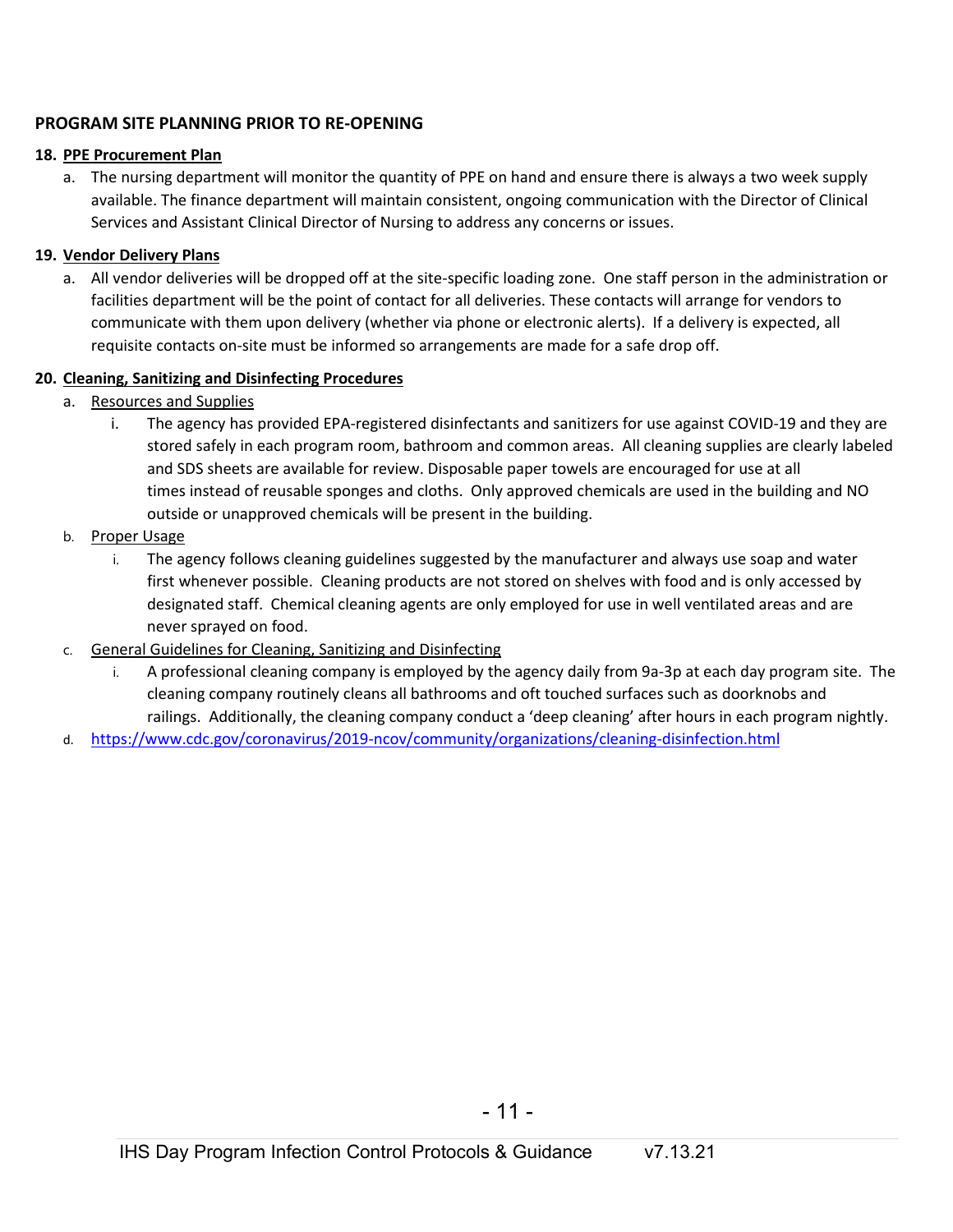## PROGRAM SITE PLANNING PRIOR TO RE-OPENING

**18. PPE Procurement Plan**

a. The nursing department will monitor the quantity of PPE on hand and ensure there is always a two week supply available. The finance department will maintain consistent, ongoing communication with the Director of Clinical Services and Assistant Clinical Director of Nursing to address any concerns or issues.

**19. Vendor Delivery Plans**

a. All vendor deliveries will be dropped off at the site-specific loading zone. One staff person in the administration or facilities department will be the point of contact for all deliveries. These contacts will arrange for vendors to communicate with them upon delivery (whether via phone or electronic alerts). If a delivery is expected, all requisite contacts on-site must be informed so arrangements are made for a safe drop off.

**20. Cleaning, Sanitizing and Disinfecting Procedures**

a. Resources and Supplies

   i. The agency has provided EPA-registered disinfectants and sanitizers for use against COVID-19 and they are stored safely in each program room, bathroom and common areas. All cleaning supplies are clearly labeled and SDS sheets are available for review. Disposable paper towels are encouraged for use at all times instead of reusable sponges and cloths. Only approved chemicals are used in the building and NO outside or unapproved chemicals will be present in the building.

b. Proper Usage

   i. The agency follows cleaning guidelines suggested by the manufacturer and always use soap and water first whenever possible. Cleaning products are not stored on shelves with food and is only accessed by designated staff. Chemical cleaning agents are only employed for use in well ventilated areas and are never sprayed on food.

c. General Guidelines for Cleaning, Sanitizing and Disinfecting

   i. A professional cleaning company is employed by the agency daily from 9a-3p at each day program site. The cleaning company routinely cleans all bathrooms and oft touched surfaces such as doorknobs and railings. Additionally, the cleaning company conduct a 'deep cleaning' after hours in each program nightly.

d. https://www.cdc.gov/coronavirus/2019-ncov/community/organizations/cleaning-disinfection.html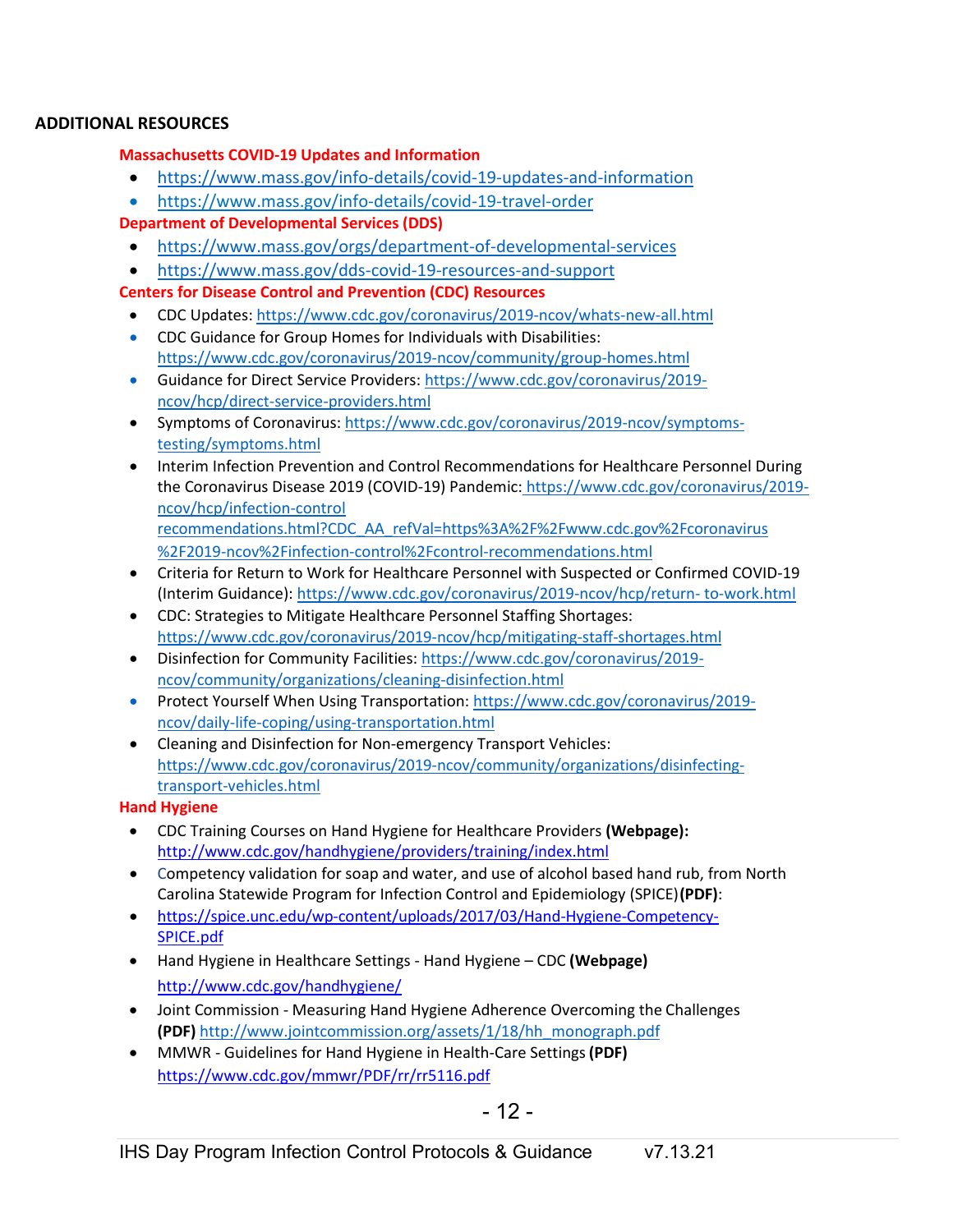## ADDITIONAL RESOURCES

### Massachusetts COVID-19 Updates and Information

- https://www.mass.gov/info-details/covid-19-updates-and-information
- https://www.mass.gov/info-details/covid-19-travel-order

### Department of Developmental Services (DDS)

- https://www.mass.gov/orgs/department-of-developmental-services
- https://www.mass.gov/dds-covid-19-resources-and-support

### Centers for Disease Control and Prevention (CDC) Resources

- CDC Updates: https://www.cdc.gov/coronavirus/2019-ncov/whats-new-all.html
- CDC Guidance for Group Homes for Individuals with Disabilities: https://www.cdc.gov/coronavirus/2019-ncov/community/group-homes.html
- Guidance for Direct Service Providers: https://www.cdc.gov/coronavirus/2019-ncov/hcp/direct-service-providers.html
- Symptoms of Coronavirus: https://www.cdc.gov/coronavirus/2019-ncov/symptoms-testing/symptoms.html
- Interim Infection Prevention and Control Recommendations for Healthcare Personnel During the Coronavirus Disease 2019 (COVID-19) Pandemic: https://www.cdc.gov/coronavirus/2019-ncov/hcp/infection-control recommendations.html?CDC_AA_refVal=https%3A%2F%2Fwww.cdc.gov%2Fcoronavirus%2F2019-ncov%2Finfection-control%2Fcontrol-recommendations.html
- Criteria for Return to Work for Healthcare Personnel with Suspected or Confirmed COVID-19 (Interim Guidance): https://www.cdc.gov/coronavirus/2019-ncov/hcp/return- to-work.html
- CDC: Strategies to Mitigate Healthcare Personnel Staffing Shortages: https://www.cdc.gov/coronavirus/2019-ncov/hcp/mitigating-staff-shortages.html
- Disinfection for Community Facilities: https://www.cdc.gov/coronavirus/2019-ncov/community/organizations/cleaning-disinfection.html
- Protect Yourself When Using Transportation: https://www.cdc.gov/coronavirus/2019-ncov/daily-life-coping/using-transportation.html
- Cleaning and Disinfection for Non-emergency Transport Vehicles: https://www.cdc.gov/coronavirus/2019-ncov/community/organizations/disinfecting-transport-vehicles.html

### Hand Hygiene

- CDC Training Courses on Hand Hygiene for Healthcare Providers **(Webpage):** http://www.cdc.gov/handhygiene/providers/training/index.html
- Competency validation for soap and water, and use of alcohol based hand rub, from North Carolina Statewide Program for Infection Control and Epidemiology (SPICE) **(PDF)**:
- https://spice.unc.edu/wp-content/uploads/2017/03/Hand-Hygiene-Competency-SPICE.pdf
- Hand Hygiene in Healthcare Settings - Hand Hygiene – CDC **(Webpage)** http://www.cdc.gov/handhygiene/
- Joint Commission - Measuring Hand Hygiene Adherence Overcoming the Challenges **(PDF)** http://www.jointcommission.org/assets/1/18/hh_monograph.pdf
- MMWR - Guidelines for Hand Hygiene in Health-Care Settings **(PDF)** https://www.cdc.gov/mmwr/PDF/rr/rr5116.pdf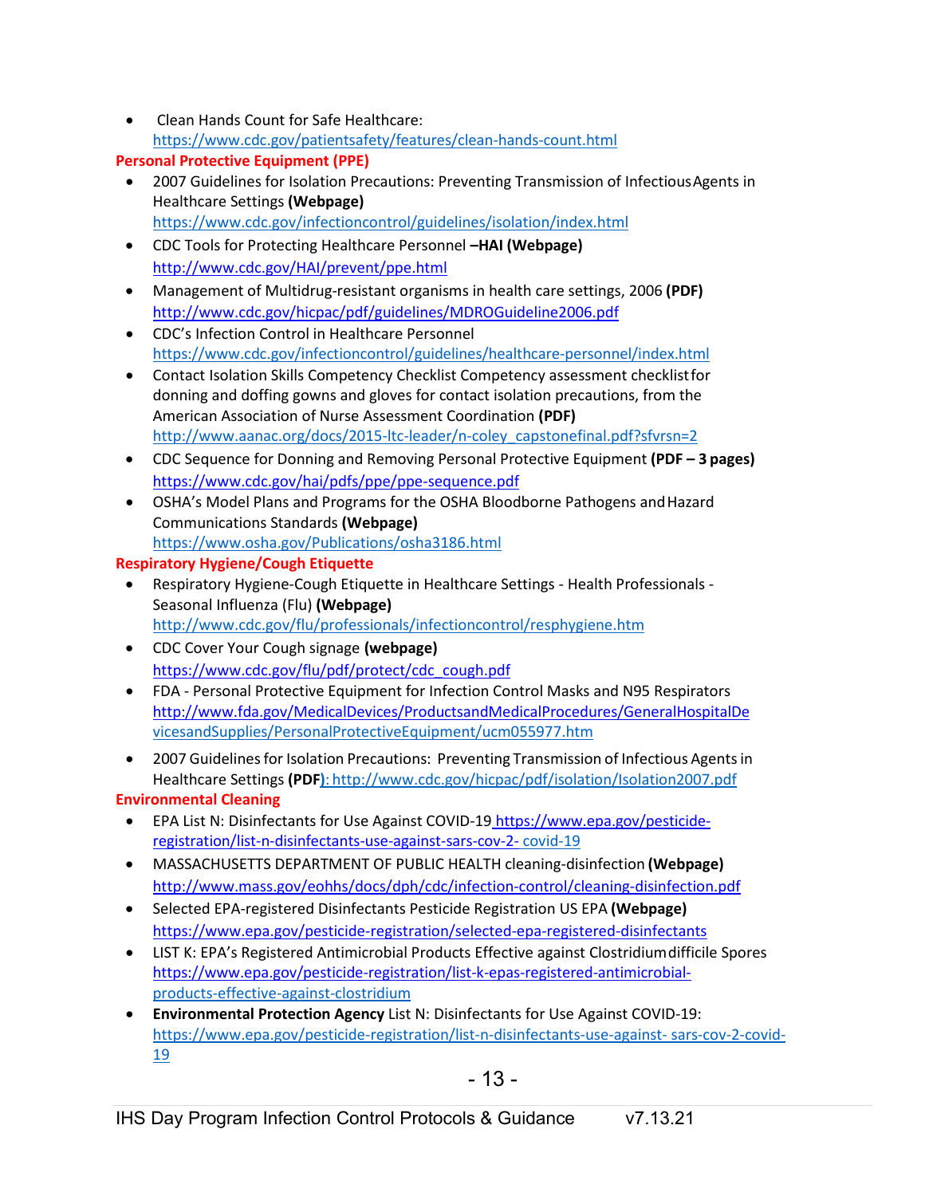- Clean Hands Count for Safe Healthcare: https://www.cdc.gov/patientsafety/features/clean-hands-count.html

**Personal Protective Equipment (PPE)**

- 2007 Guidelines for Isolation Precautions: Preventing Transmission of Infectious Agents in Healthcare Settings **(Webpage)** https://www.cdc.gov/infectioncontrol/guidelines/isolation/index.html
- CDC Tools for Protecting Healthcare Personnel **–HAI (Webpage)** http://www.cdc.gov/HAI/prevent/ppe.html
- Management of Multidrug-resistant organisms in health care settings, 2006 **(PDF)** http://www.cdc.gov/hicpac/pdf/guidelines/MDROGuideline2006.pdf
- CDC's Infection Control in Healthcare Personnel https://www.cdc.gov/infectioncontrol/guidelines/healthcare-personnel/index.html
- Contact Isolation Skills Competency Checklist Competency assessment checklist for donning and doffing gowns and gloves for contact isolation precautions, from the American Association of Nurse Assessment Coordination **(PDF)** http://www.aanac.org/docs/2015-ltc-leader/n-coley_capstonefinal.pdf?sfvrsn=2
- CDC Sequence for Donning and Removing Personal Protective Equipment **(PDF – 3 pages)** https://www.cdc.gov/hai/pdfs/ppe/ppe-sequence.pdf
- OSHA's Model Plans and Programs for the OSHA Bloodborne Pathogens and Hazard Communications Standards **(Webpage)** https://www.osha.gov/Publications/osha3186.html

**Respiratory Hygiene/Cough Etiquette**

- Respiratory Hygiene-Cough Etiquette in Healthcare Settings - Health Professionals - Seasonal Influenza (Flu) **(Webpage)** http://www.cdc.gov/flu/professionals/infectioncontrol/resphygiene.htm
- CDC Cover Your Cough signage **(webpage)** https://www.cdc.gov/flu/pdf/protect/cdc_cough.pdf
- FDA - Personal Protective Equipment for Infection Control Masks and N95 Respirators http://www.fda.gov/MedicalDevices/ProductsandMedicalProcedures/GeneralHospitalDevicesandSupplies/PersonalProtectiveEquipment/ucm055977.htm
- 2007 Guidelines for Isolation Precautions: Preventing Transmission of Infectious Agents in Healthcare Settings **(PDF)**: http://www.cdc.gov/hicpac/pdf/isolation/Isolation2007.pdf

**Environmental Cleaning**

- EPA List N: Disinfectants for Use Against COVID-19 https://www.epa.gov/pesticide-registration/list-n-disinfectants-use-against-sars-cov-2- covid-19
- MASSACHUSETTS DEPARTMENT OF PUBLIC HEALTH cleaning-disinfection **(Webpage)** http://www.mass.gov/eohhs/docs/dph/cdc/infection-control/cleaning-disinfection.pdf
- Selected EPA-registered Disinfectants Pesticide Registration US EPA **(Webpage)** https://www.epa.gov/pesticide-registration/selected-epa-registered-disinfectants
- LIST K: EPA's Registered Antimicrobial Products Effective against Clostridium difficile Spores https://www.epa.gov/pesticide-registration/list-k-epas-registered-antimicrobial-products-effective-against-clostridium
- **Environmental Protection Agency** List N: Disinfectants for Use Against COVID-19: https://www.epa.gov/pesticide-registration/list-n-disinfectants-use-against- sars-cov-2-covid-19